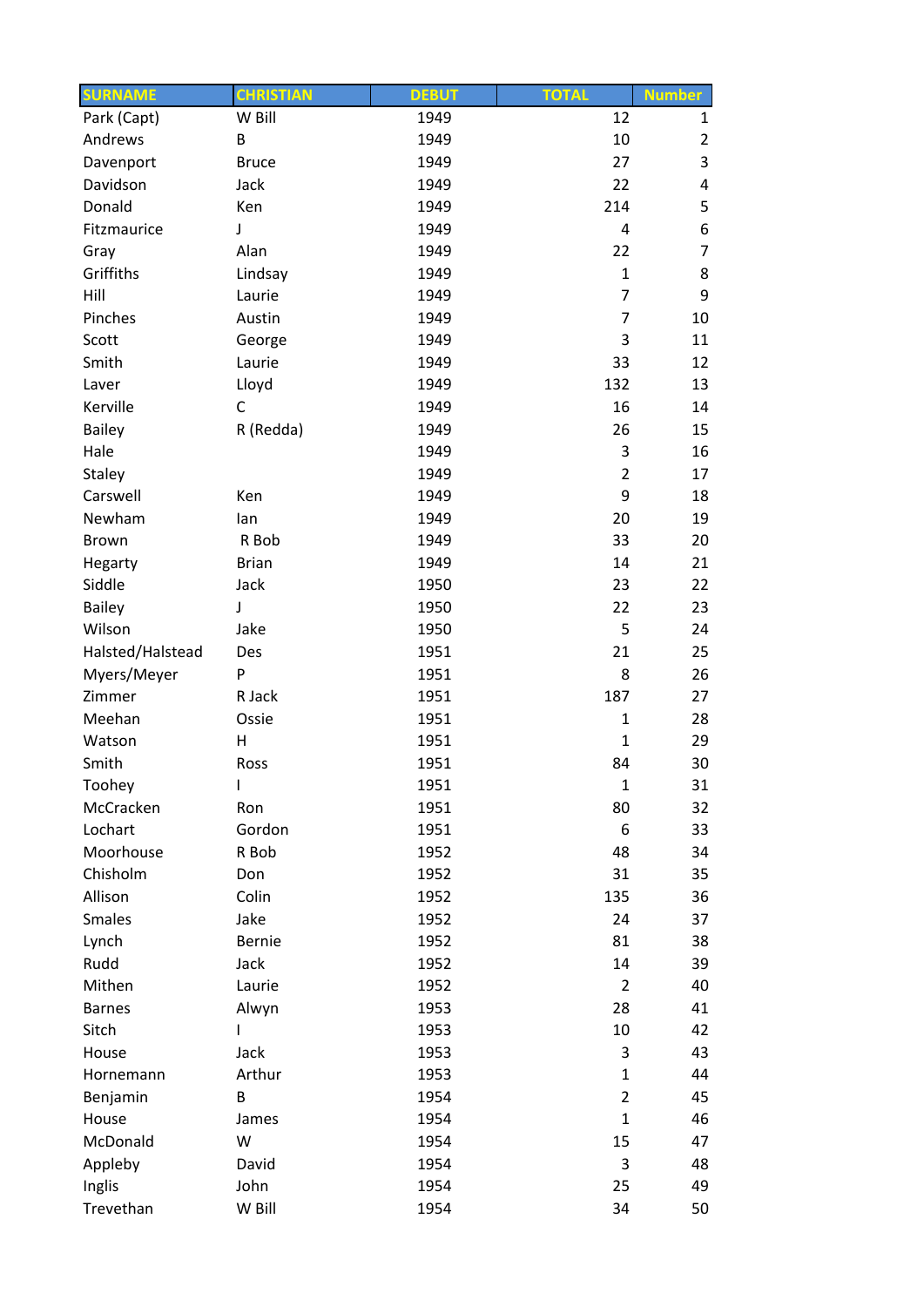| SURNAME | CHRISTIAN | DEBUT | TOTAL | Number |
|---|---|---|---|---|
| Park (Capt) | W Bill | 1949 | 12 | 1 |
| Andrews | B | 1949 | 10 | 2 |
| Davenport | Bruce | 1949 | 27 | 3 |
| Davidson | Jack | 1949 | 22 | 4 |
| Donald | Ken | 1949 | 214 | 5 |
| Fitzmaurice | J | 1949 | 4 | 6 |
| Gray | Alan | 1949 | 22 | 7 |
| Griffiths | Lindsay | 1949 | 1 | 8 |
| Hill | Laurie | 1949 | 7 | 9 |
| Pinches | Austin | 1949 | 7 | 10 |
| Scott | George | 1949 | 3 | 11 |
| Smith | Laurie | 1949 | 33 | 12 |
| Laver | Lloyd | 1949 | 132 | 13 |
| Kerville | C | 1949 | 16 | 14 |
| Bailey | R (Redda) | 1949 | 26 | 15 |
| Hale | | 1949 | 3 | 16 |
| Staley | | 1949 | 2 | 17 |
| Carswell | Ken | 1949 | 9 | 18 |
| Newham | Ian | 1949 | 20 | 19 |
| Brown | R Bob | 1949 | 33 | 20 |
| Hegarty | Brian | 1949 | 14 | 21 |
| Siddle | Jack | 1950 | 23 | 22 |
| Bailey | J | 1950 | 22 | 23 |
| Wilson | Jake | 1950 | 5 | 24 |
| Halsted/Halstead | Des | 1951 | 21 | 25 |
| Myers/Meyer | P | 1951 | 8 | 26 |
| Zimmer | R Jack | 1951 | 187 | 27 |
| Meehan | Ossie | 1951 | 1 | 28 |
| Watson | H | 1951 | 1 | 29 |
| Smith | Ross | 1951 | 84 | 30 |
| Toohey | I | 1951 | 1 | 31 |
| McCracken | Ron | 1951 | 80 | 32 |
| Lochart | Gordon | 1951 | 6 | 33 |
| Moorhouse | R Bob | 1952 | 48 | 34 |
| Chisholm | Don | 1952 | 31 | 35 |
| Allison | Colin | 1952 | 135 | 36 |
| Smales | Jake | 1952 | 24 | 37 |
| Lynch | Bernie | 1952 | 81 | 38 |
| Rudd | Jack | 1952 | 14 | 39 |
| Mithen | Laurie | 1952 | 2 | 40 |
| Barnes | Alwyn | 1953 | 28 | 41 |
| Sitch | I | 1953 | 10 | 42 |
| House | Jack | 1953 | 3 | 43 |
| Hornemann | Arthur | 1953 | 1 | 44 |
| Benjamin | B | 1954 | 2 | 45 |
| House | James | 1954 | 1 | 46 |
| McDonald | W | 1954 | 15 | 47 |
| Appleby | David | 1954 | 3 | 48 |
| Inglis | John | 1954 | 25 | 49 |
| Trevethan | W Bill | 1954 | 34 | 50 |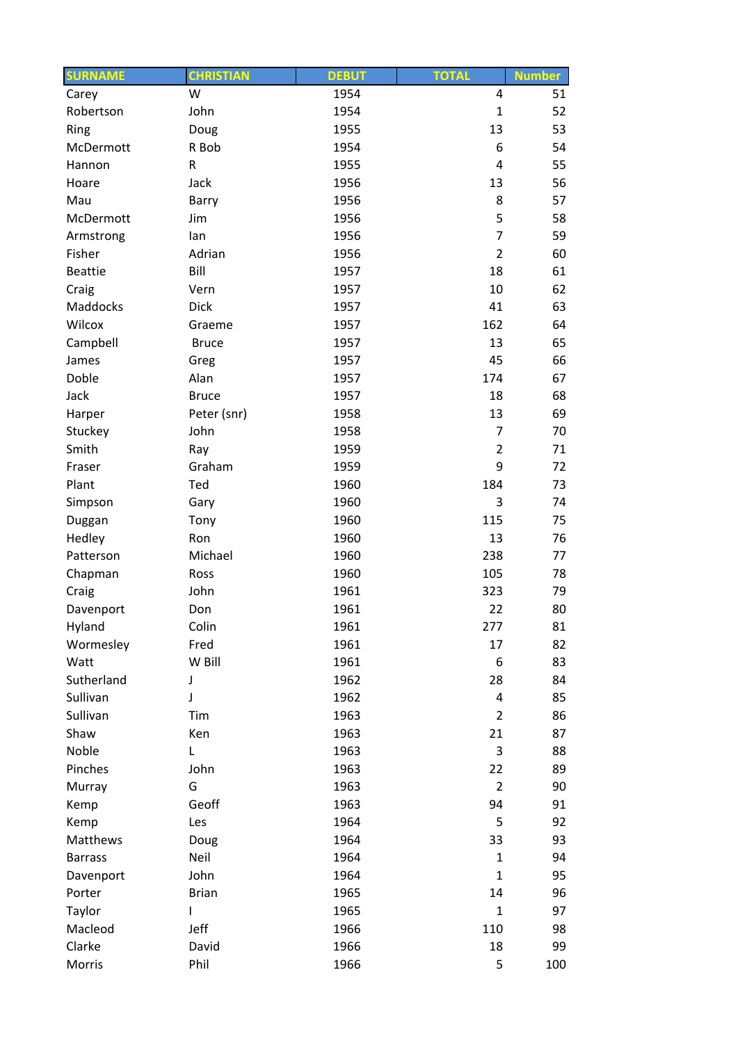| SURNAME | CHRISTIAN | DEBUT | TOTAL | Number |
|---|---|---|---|---|
| Carey | W | 1954 | 4 | 51 |
| Robertson | John | 1954 | 1 | 52 |
| Ring | Doug | 1955 | 13 | 53 |
| McDermott | R Bob | 1954 | 6 | 54 |
| Hannon | R | 1955 | 4 | 55 |
| Hoare | Jack | 1956 | 13 | 56 |
| Mau | Barry | 1956 | 8 | 57 |
| McDermott | Jim | 1956 | 5 | 58 |
| Armstrong | Ian | 1956 | 7 | 59 |
| Fisher | Adrian | 1956 | 2 | 60 |
| Beattie | Bill | 1957 | 18 | 61 |
| Craig | Vern | 1957 | 10 | 62 |
| Maddocks | Dick | 1957 | 41 | 63 |
| Wilcox | Graeme | 1957 | 162 | 64 |
| Campbell | Bruce | 1957 | 13 | 65 |
| James | Greg | 1957 | 45 | 66 |
| Doble | Alan | 1957 | 174 | 67 |
| Jack | Bruce | 1957 | 18 | 68 |
| Harper | Peter (snr) | 1958 | 13 | 69 |
| Stuckey | John | 1958 | 7 | 70 |
| Smith | Ray | 1959 | 2 | 71 |
| Fraser | Graham | 1959 | 9 | 72 |
| Plant | Ted | 1960 | 184 | 73 |
| Simpson | Gary | 1960 | 3 | 74 |
| Duggan | Tony | 1960 | 115 | 75 |
| Hedley | Ron | 1960 | 13 | 76 |
| Patterson | Michael | 1960 | 238 | 77 |
| Chapman | Ross | 1960 | 105 | 78 |
| Craig | John | 1961 | 323 | 79 |
| Davenport | Don | 1961 | 22 | 80 |
| Hyland | Colin | 1961 | 277 | 81 |
| Wormesley | Fred | 1961 | 17 | 82 |
| Watt | W Bill | 1961 | 6 | 83 |
| Sutherland | J | 1962 | 28 | 84 |
| Sullivan | J | 1962 | 4 | 85 |
| Sullivan | Tim | 1963 | 2 | 86 |
| Shaw | Ken | 1963 | 21 | 87 |
| Noble | L | 1963 | 3 | 88 |
| Pinches | John | 1963 | 22 | 89 |
| Murray | G | 1963 | 2 | 90 |
| Kemp | Geoff | 1963 | 94 | 91 |
| Kemp | Les | 1964 | 5 | 92 |
| Matthews | Doug | 1964 | 33 | 93 |
| Barrass | Neil | 1964 | 1 | 94 |
| Davenport | John | 1964 | 1 | 95 |
| Porter | Brian | 1965 | 14 | 96 |
| Taylor | I | 1965 | 1 | 97 |
| Macleod | Jeff | 1966 | 110 | 98 |
| Clarke | David | 1966 | 18 | 99 |
| Morris | Phil | 1966 | 5 | 100 |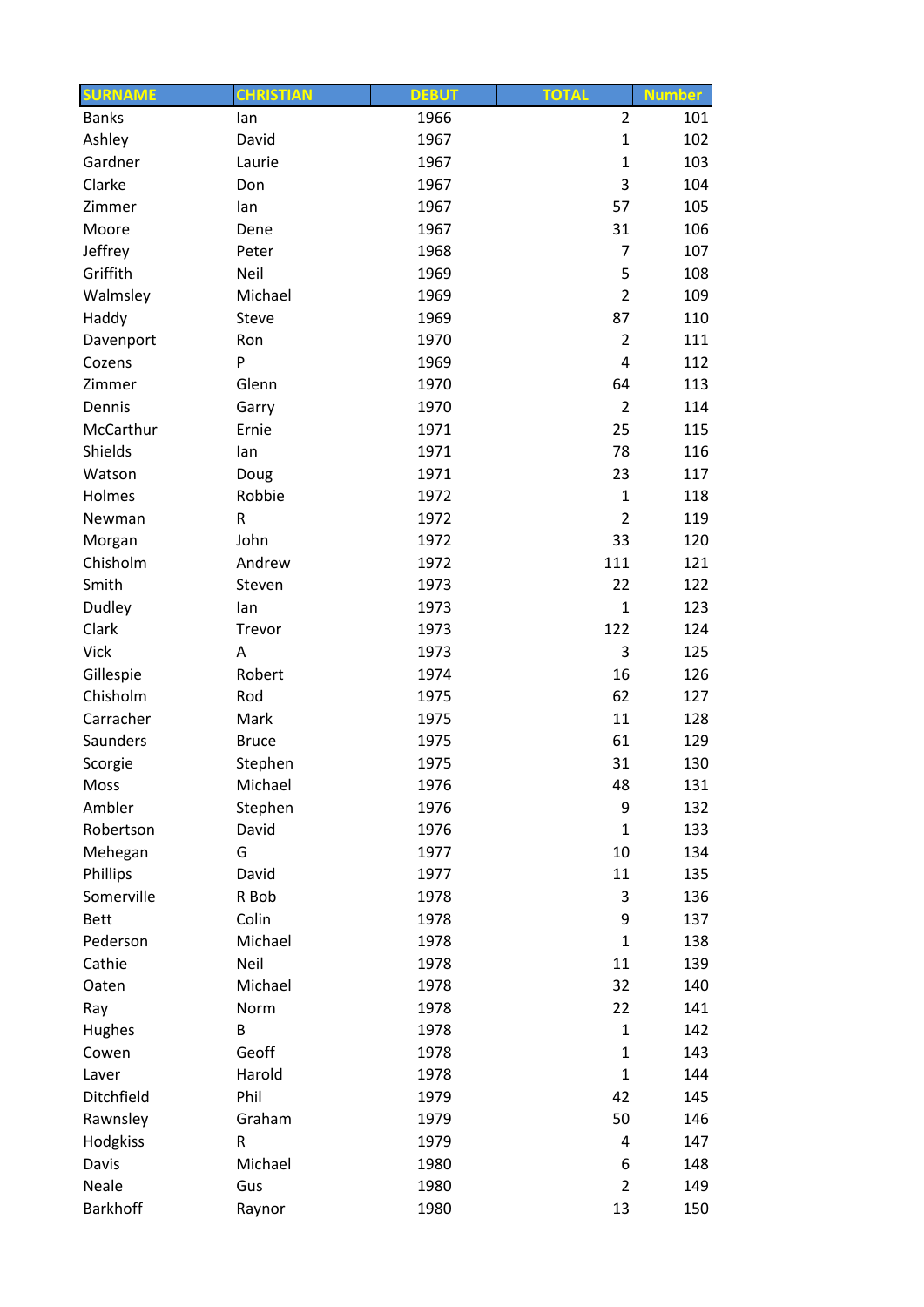| SURNAME | CHRISTIAN | DEBUT | TOTAL | Number |
|---|---|---|---|---|
| Banks | Ian | 1966 | 2 | 101 |
| Ashley | David | 1967 | 1 | 102 |
| Gardner | Laurie | 1967 | 1 | 103 |
| Clarke | Don | 1967 | 3 | 104 |
| Zimmer | Ian | 1967 | 57 | 105 |
| Moore | Dene | 1967 | 31 | 106 |
| Jeffrey | Peter | 1968 | 7 | 107 |
| Griffith | Neil | 1969 | 5 | 108 |
| Walmsley | Michael | 1969 | 2 | 109 |
| Haddy | Steve | 1969 | 87 | 110 |
| Davenport | Ron | 1970 | 2 | 111 |
| Cozens | P | 1969 | 4 | 112 |
| Zimmer | Glenn | 1970 | 64 | 113 |
| Dennis | Garry | 1970 | 2 | 114 |
| McCarthur | Ernie | 1971 | 25 | 115 |
| Shields | Ian | 1971 | 78 | 116 |
| Watson | Doug | 1971 | 23 | 117 |
| Holmes | Robbie | 1972 | 1 | 118 |
| Newman | R | 1972 | 2 | 119 |
| Morgan | John | 1972 | 33 | 120 |
| Chisholm | Andrew | 1972 | 111 | 121 |
| Smith | Steven | 1973 | 22 | 122 |
| Dudley | Ian | 1973 | 1 | 123 |
| Clark | Trevor | 1973 | 122 | 124 |
| Vick | A | 1973 | 3 | 125 |
| Gillespie | Robert | 1974 | 16 | 126 |
| Chisholm | Rod | 1975 | 62 | 127 |
| Carracher | Mark | 1975 | 11 | 128 |
| Saunders | Bruce | 1975 | 61 | 129 |
| Scorgie | Stephen | 1975 | 31 | 130 |
| Moss | Michael | 1976 | 48 | 131 |
| Ambler | Stephen | 1976 | 9 | 132 |
| Robertson | David | 1976 | 1 | 133 |
| Mehegan | G | 1977 | 10 | 134 |
| Phillips | David | 1977 | 11 | 135 |
| Somerville | R Bob | 1978 | 3 | 136 |
| Bett | Colin | 1978 | 9 | 137 |
| Pederson | Michael | 1978 | 1 | 138 |
| Cathie | Neil | 1978 | 11 | 139 |
| Oaten | Michael | 1978 | 32 | 140 |
| Ray | Norm | 1978 | 22 | 141 |
| Hughes | B | 1978 | 1 | 142 |
| Cowen | Geoff | 1978 | 1 | 143 |
| Laver | Harold | 1978 | 1 | 144 |
| Ditchfield | Phil | 1979 | 42 | 145 |
| Rawnsley | Graham | 1979 | 50 | 146 |
| Hodgkiss | R | 1979 | 4 | 147 |
| Davis | Michael | 1980 | 6 | 148 |
| Neale | Gus | 1980 | 2 | 149 |
| Barkhoff | Raynor | 1980 | 13 | 150 |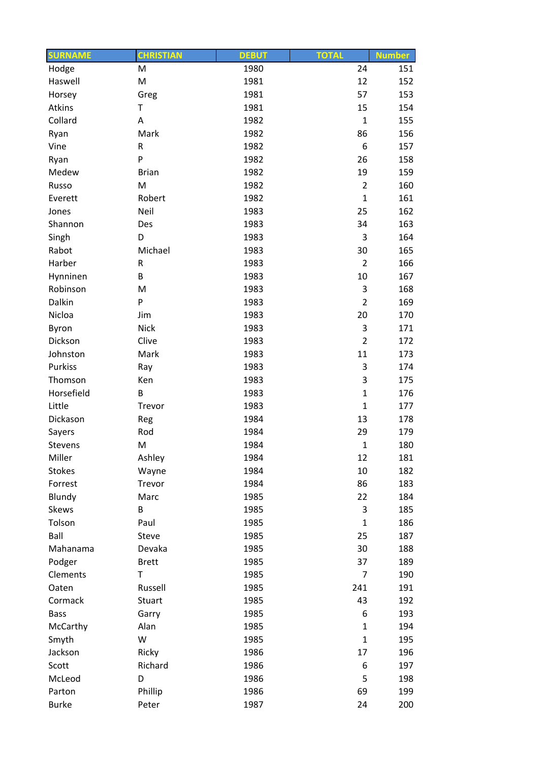| SURNAME | CHRISTIAN | DEBUT | TOTAL | Number |
|---|---|---|---|---|
| Hodge | M | 1980 | 24 | 151 |
| Haswell | M | 1981 | 12 | 152 |
| Horsey | Greg | 1981 | 57 | 153 |
| Atkins | T | 1981 | 15 | 154 |
| Collard | A | 1982 | 1 | 155 |
| Ryan | Mark | 1982 | 86 | 156 |
| Vine | R | 1982 | 6 | 157 |
| Ryan | P | 1982 | 26 | 158 |
| Medew | Brian | 1982 | 19 | 159 |
| Russo | M | 1982 | 2 | 160 |
| Everett | Robert | 1982 | 1 | 161 |
| Jones | Neil | 1983 | 25 | 162 |
| Shannon | Des | 1983 | 34 | 163 |
| Singh | D | 1983 | 3 | 164 |
| Rabot | Michael | 1983 | 30 | 165 |
| Harber | R | 1983 | 2 | 166 |
| Hynninen | B | 1983 | 10 | 167 |
| Robinson | M | 1983 | 3 | 168 |
| Dalkin | P | 1983 | 2 | 169 |
| Nicloa | Jim | 1983 | 20 | 170 |
| Byron | Nick | 1983 | 3 | 171 |
| Dickson | Clive | 1983 | 2 | 172 |
| Johnston | Mark | 1983 | 11 | 173 |
| Purkiss | Ray | 1983 | 3 | 174 |
| Thomson | Ken | 1983 | 3 | 175 |
| Horsefield | B | 1983 | 1 | 176 |
| Little | Trevor | 1983 | 1 | 177 |
| Dickason | Reg | 1984 | 13 | 178 |
| Sayers | Rod | 1984 | 29 | 179 |
| Stevens | M | 1984 | 1 | 180 |
| Miller | Ashley | 1984 | 12 | 181 |
| Stokes | Wayne | 1984 | 10 | 182 |
| Forrest | Trevor | 1984 | 86 | 183 |
| Blundy | Marc | 1985 | 22 | 184 |
| Skews | B | 1985 | 3 | 185 |
| Tolson | Paul | 1985 | 1 | 186 |
| Ball | Steve | 1985 | 25 | 187 |
| Mahanama | Devaka | 1985 | 30 | 188 |
| Podger | Brett | 1985 | 37 | 189 |
| Clements | T | 1985 | 7 | 190 |
| Oaten | Russell | 1985 | 241 | 191 |
| Cormack | Stuart | 1985 | 43 | 192 |
| Bass | Garry | 1985 | 6 | 193 |
| McCarthy | Alan | 1985 | 1 | 194 |
| Smyth | W | 1985 | 1 | 195 |
| Jackson | Ricky | 1986 | 17 | 196 |
| Scott | Richard | 1986 | 6 | 197 |
| McLeod | D | 1986 | 5 | 198 |
| Parton | Phillip | 1986 | 69 | 199 |
| Burke | Peter | 1987 | 24 | 200 |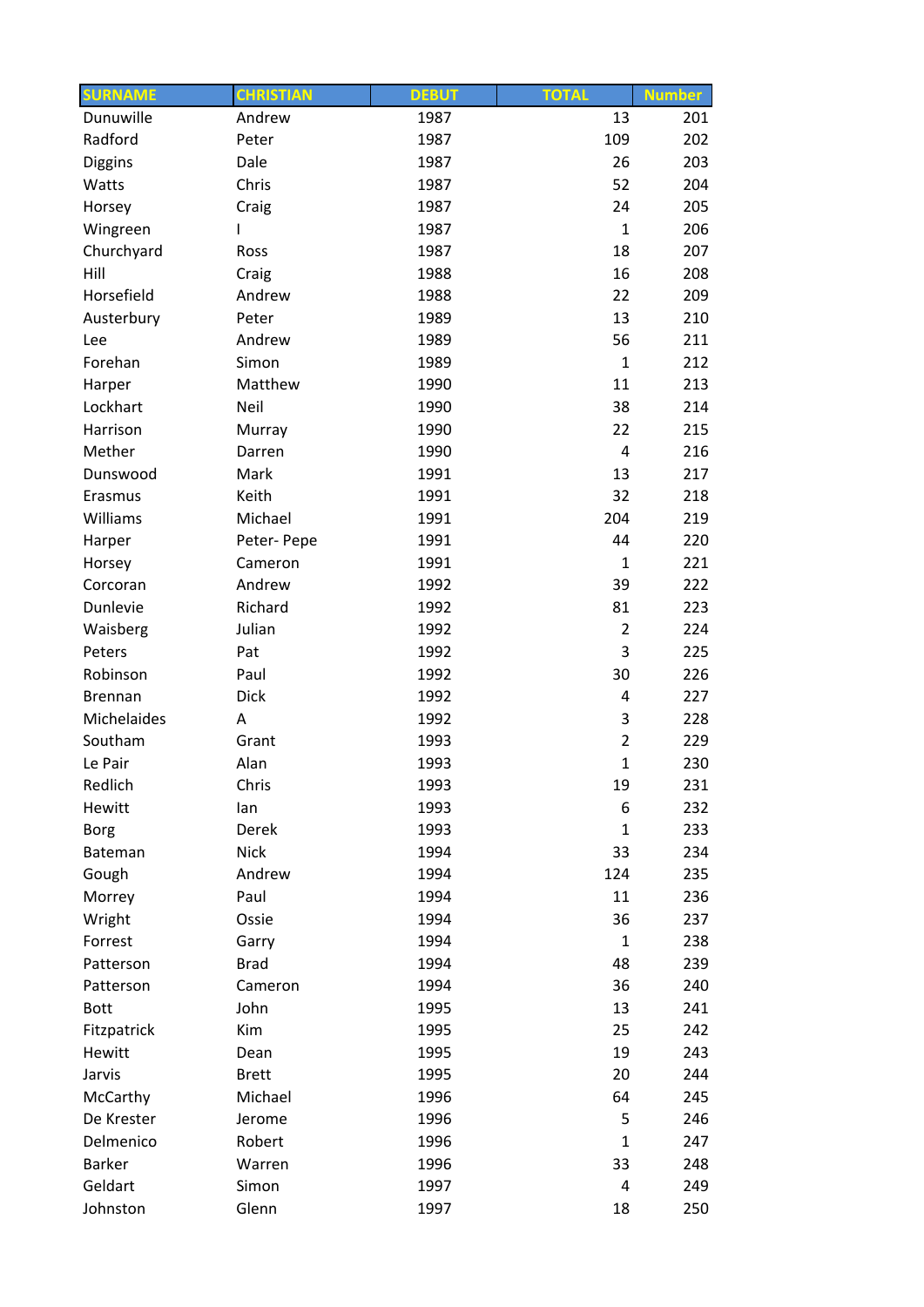| SURNAME | CHRISTIAN | DEBUT | TOTAL | Number |
|---|---|---|---|---|
| Dunuwille | Andrew | 1987 | 13 | 201 |
| Radford | Peter | 1987 | 109 | 202 |
| Diggins | Dale | 1987 | 26 | 203 |
| Watts | Chris | 1987 | 52 | 204 |
| Horsey | Craig | 1987 | 24 | 205 |
| Wingreen | I | 1987 | 1 | 206 |
| Churchyard | Ross | 1987 | 18 | 207 |
| Hill | Craig | 1988 | 16 | 208 |
| Horsefield | Andrew | 1988 | 22 | 209 |
| Austerbury | Peter | 1989 | 13 | 210 |
| Lee | Andrew | 1989 | 56 | 211 |
| Forehan | Simon | 1989 | 1 | 212 |
| Harper | Matthew | 1990 | 11 | 213 |
| Lockhart | Neil | 1990 | 38 | 214 |
| Harrison | Murray | 1990 | 22 | 215 |
| Mether | Darren | 1990 | 4 | 216 |
| Dunswood | Mark | 1991 | 13 | 217 |
| Erasmus | Keith | 1991 | 32 | 218 |
| Williams | Michael | 1991 | 204 | 219 |
| Harper | Peter- Pepe | 1991 | 44 | 220 |
| Horsey | Cameron | 1991 | 1 | 221 |
| Corcoran | Andrew | 1992 | 39 | 222 |
| Dunlevie | Richard | 1992 | 81 | 223 |
| Waisberg | Julian | 1992 | 2 | 224 |
| Peters | Pat | 1992 | 3 | 225 |
| Robinson | Paul | 1992 | 30 | 226 |
| Brennan | Dick | 1992 | 4 | 227 |
| Michelaides | A | 1992 | 3 | 228 |
| Southam | Grant | 1993 | 2 | 229 |
| Le Pair | Alan | 1993 | 1 | 230 |
| Redlich | Chris | 1993 | 19 | 231 |
| Hewitt | Ian | 1993 | 6 | 232 |
| Borg | Derek | 1993 | 1 | 233 |
| Bateman | Nick | 1994 | 33 | 234 |
| Gough | Andrew | 1994 | 124 | 235 |
| Morrey | Paul | 1994 | 11 | 236 |
| Wright | Ossie | 1994 | 36 | 237 |
| Forrest | Garry | 1994 | 1 | 238 |
| Patterson | Brad | 1994 | 48 | 239 |
| Patterson | Cameron | 1994 | 36 | 240 |
| Bott | John | 1995 | 13 | 241 |
| Fitzpatrick | Kim | 1995 | 25 | 242 |
| Hewitt | Dean | 1995 | 19 | 243 |
| Jarvis | Brett | 1995 | 20 | 244 |
| McCarthy | Michael | 1996 | 64 | 245 |
| De Krester | Jerome | 1996 | 5 | 246 |
| Delmenico | Robert | 1996 | 1 | 247 |
| Barker | Warren | 1996 | 33 | 248 |
| Geldart | Simon | 1997 | 4 | 249 |
| Johnston | Glenn | 1997 | 18 | 250 |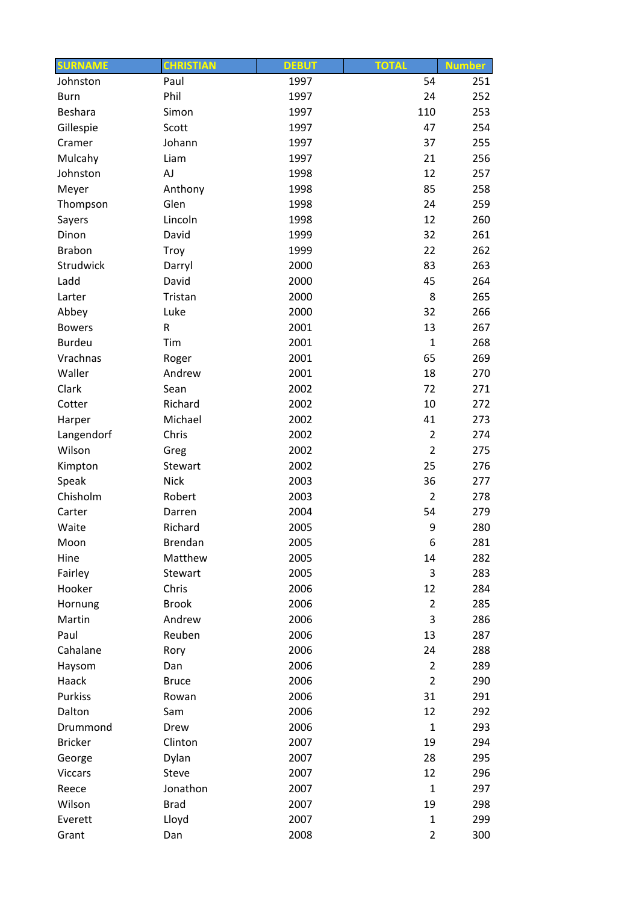| SURNAME | CHRISTIAN | DEBUT | TOTAL | Number |
|---|---|---|---|---|
| Johnston | Paul | 1997 | 54 | 251 |
| Burn | Phil | 1997 | 24 | 252 |
| Beshara | Simon | 1997 | 110 | 253 |
| Gillespie | Scott | 1997 | 47 | 254 |
| Cramer | Johann | 1997 | 37 | 255 |
| Mulcahy | Liam | 1997 | 21 | 256 |
| Johnston | AJ | 1998 | 12 | 257 |
| Meyer | Anthony | 1998 | 85 | 258 |
| Thompson | Glen | 1998 | 24 | 259 |
| Sayers | Lincoln | 1998 | 12 | 260 |
| Dinon | David | 1999 | 32 | 261 |
| Brabon | Troy | 1999 | 22 | 262 |
| Strudwick | Darryl | 2000 | 83 | 263 |
| Ladd | David | 2000 | 45 | 264 |
| Larter | Tristan | 2000 | 8 | 265 |
| Abbey | Luke | 2000 | 32 | 266 |
| Bowers | R | 2001 | 13 | 267 |
| Burdeu | Tim | 2001 | 1 | 268 |
| Vrachnas | Roger | 2001 | 65 | 269 |
| Waller | Andrew | 2001 | 18 | 270 |
| Clark | Sean | 2002 | 72 | 271 |
| Cotter | Richard | 2002 | 10 | 272 |
| Harper | Michael | 2002 | 41 | 273 |
| Langendorf | Chris | 2002 | 2 | 274 |
| Wilson | Greg | 2002 | 2 | 275 |
| Kimpton | Stewart | 2002 | 25 | 276 |
| Speak | Nick | 2003 | 36 | 277 |
| Chisholm | Robert | 2003 | 2 | 278 |
| Carter | Darren | 2004 | 54 | 279 |
| Waite | Richard | 2005 | 9 | 280 |
| Moon | Brendan | 2005 | 6 | 281 |
| Hine | Matthew | 2005 | 14 | 282 |
| Fairley | Stewart | 2005 | 3 | 283 |
| Hooker | Chris | 2006 | 12 | 284 |
| Hornung | Brook | 2006 | 2 | 285 |
| Martin | Andrew | 2006 | 3 | 286 |
| Paul | Reuben | 2006 | 13 | 287 |
| Cahalane | Rory | 2006 | 24 | 288 |
| Haysom | Dan | 2006 | 2 | 289 |
| Haack | Bruce | 2006 | 2 | 290 |
| Purkiss | Rowan | 2006 | 31 | 291 |
| Dalton | Sam | 2006 | 12 | 292 |
| Drummond | Drew | 2006 | 1 | 293 |
| Bricker | Clinton | 2007 | 19 | 294 |
| George | Dylan | 2007 | 28 | 295 |
| Viccars | Steve | 2007 | 12 | 296 |
| Reece | Jonathon | 2007 | 1 | 297 |
| Wilson | Brad | 2007 | 19 | 298 |
| Everett | Lloyd | 2007 | 1 | 299 |
| Grant | Dan | 2008 | 2 | 300 |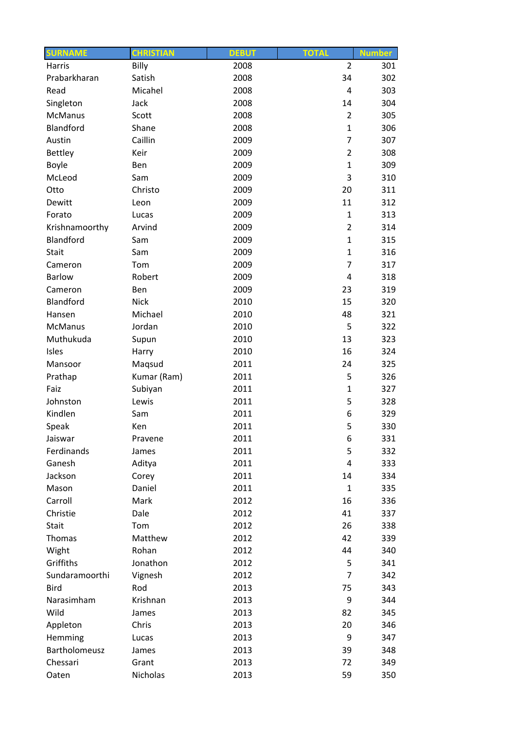| SURNAME | CHRISTIAN | DEBUT | TOTAL | Number |
|---|---|---|---|---|
| Harris | Billy | 2008 | 2 | 301 |
| Prabarkharan | Satish | 2008 | 34 | 302 |
| Read | Micahel | 2008 | 4 | 303 |
| Singleton | Jack | 2008 | 14 | 304 |
| McManus | Scott | 2008 | 2 | 305 |
| Blandford | Shane | 2008 | 1 | 306 |
| Austin | Caillin | 2009 | 7 | 307 |
| Bettley | Keir | 2009 | 2 | 308 |
| Boyle | Ben | 2009 | 1 | 309 |
| McLeod | Sam | 2009 | 3 | 310 |
| Otto | Christo | 2009 | 20 | 311 |
| Dewitt | Leon | 2009 | 11 | 312 |
| Forato | Lucas | 2009 | 1 | 313 |
| Krishnamoorthy | Arvind | 2009 | 2 | 314 |
| Blandford | Sam | 2009 | 1 | 315 |
| Stait | Sam | 2009 | 1 | 316 |
| Cameron | Tom | 2009 | 7 | 317 |
| Barlow | Robert | 2009 | 4 | 318 |
| Cameron | Ben | 2009 | 23 | 319 |
| Blandford | Nick | 2010 | 15 | 320 |
| Hansen | Michael | 2010 | 48 | 321 |
| McManus | Jordan | 2010 | 5 | 322 |
| Muthukuda | Supun | 2010 | 13 | 323 |
| Isles | Harry | 2010 | 16 | 324 |
| Mansoor | Maqsud | 2011 | 24 | 325 |
| Prathap | Kumar (Ram) | 2011 | 5 | 326 |
| Faiz | Subiyan | 2011 | 1 | 327 |
| Johnston | Lewis | 2011 | 5 | 328 |
| Kindlen | Sam | 2011 | 6 | 329 |
| Speak | Ken | 2011 | 5 | 330 |
| Jaiswar | Pravene | 2011 | 6 | 331 |
| Ferdinands | James | 2011 | 5 | 332 |
| Ganesh | Aditya | 2011 | 4 | 333 |
| Jackson | Corey | 2011 | 14 | 334 |
| Mason | Daniel | 2011 | 1 | 335 |
| Carroll | Mark | 2012 | 16 | 336 |
| Christie | Dale | 2012 | 41 | 337 |
| Stait | Tom | 2012 | 26 | 338 |
| Thomas | Matthew | 2012 | 42 | 339 |
| Wight | Rohan | 2012 | 44 | 340 |
| Griffiths | Jonathon | 2012 | 5 | 341 |
| Sundaramoorthi | Vignesh | 2012 | 7 | 342 |
| Bird | Rod | 2013 | 75 | 343 |
| Narasimham | Krishnan | 2013 | 9 | 344 |
| Wild | James | 2013 | 82 | 345 |
| Appleton | Chris | 2013 | 20 | 346 |
| Hemming | Lucas | 2013 | 9 | 347 |
| Bartholomeusz | James | 2013 | 39 | 348 |
| Chessari | Grant | 2013 | 72 | 349 |
| Oaten | Nicholas | 2013 | 59 | 350 |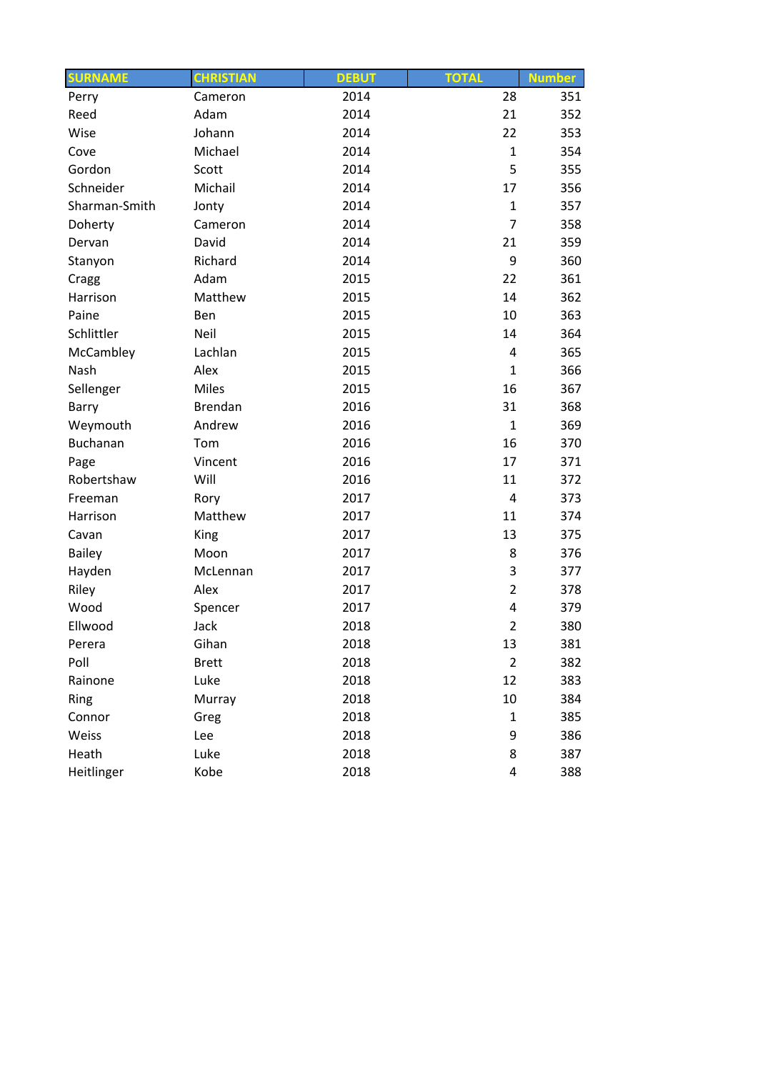| SURNAME | CHRISTIAN | DEBUT | TOTAL | Number |
|---|---|---|---|---|
| Perry | Cameron | 2014 | 28 | 351 |
| Reed | Adam | 2014 | 21 | 352 |
| Wise | Johann | 2014 | 22 | 353 |
| Cove | Michael | 2014 | 1 | 354 |
| Gordon | Scott | 2014 | 5 | 355 |
| Schneider | Michail | 2014 | 17 | 356 |
| Sharman-Smith | Jonty | 2014 | 1 | 357 |
| Doherty | Cameron | 2014 | 7 | 358 |
| Dervan | David | 2014 | 21 | 359 |
| Stanyon | Richard | 2014 | 9 | 360 |
| Cragg | Adam | 2015 | 22 | 361 |
| Harrison | Matthew | 2015 | 14 | 362 |
| Paine | Ben | 2015 | 10 | 363 |
| Schlittler | Neil | 2015 | 14 | 364 |
| McCambley | Lachlan | 2015 | 4 | 365 |
| Nash | Alex | 2015 | 1 | 366 |
| Sellenger | Miles | 2015 | 16 | 367 |
| Barry | Brendan | 2016 | 31 | 368 |
| Weymouth | Andrew | 2016 | 1 | 369 |
| Buchanan | Tom | 2016 | 16 | 370 |
| Page | Vincent | 2016 | 17 | 371 |
| Robertshaw | Will | 2016 | 11 | 372 |
| Freeman | Rory | 2017 | 4 | 373 |
| Harrison | Matthew | 2017 | 11 | 374 |
| Cavan | King | 2017 | 13 | 375 |
| Bailey | Moon | 2017 | 8 | 376 |
| Hayden | McLennan | 2017 | 3 | 377 |
| Riley | Alex | 2017 | 2 | 378 |
| Wood | Spencer | 2017 | 4 | 379 |
| Ellwood | Jack | 2018 | 2 | 380 |
| Perera | Gihan | 2018 | 13 | 381 |
| Poll | Brett | 2018 | 2 | 382 |
| Rainone | Luke | 2018 | 12 | 383 |
| Ring | Murray | 2018 | 10 | 384 |
| Connor | Greg | 2018 | 1 | 385 |
| Weiss | Lee | 2018 | 9 | 386 |
| Heath | Luke | 2018 | 8 | 387 |
| Heitlinger | Kobe | 2018 | 4 | 388 |